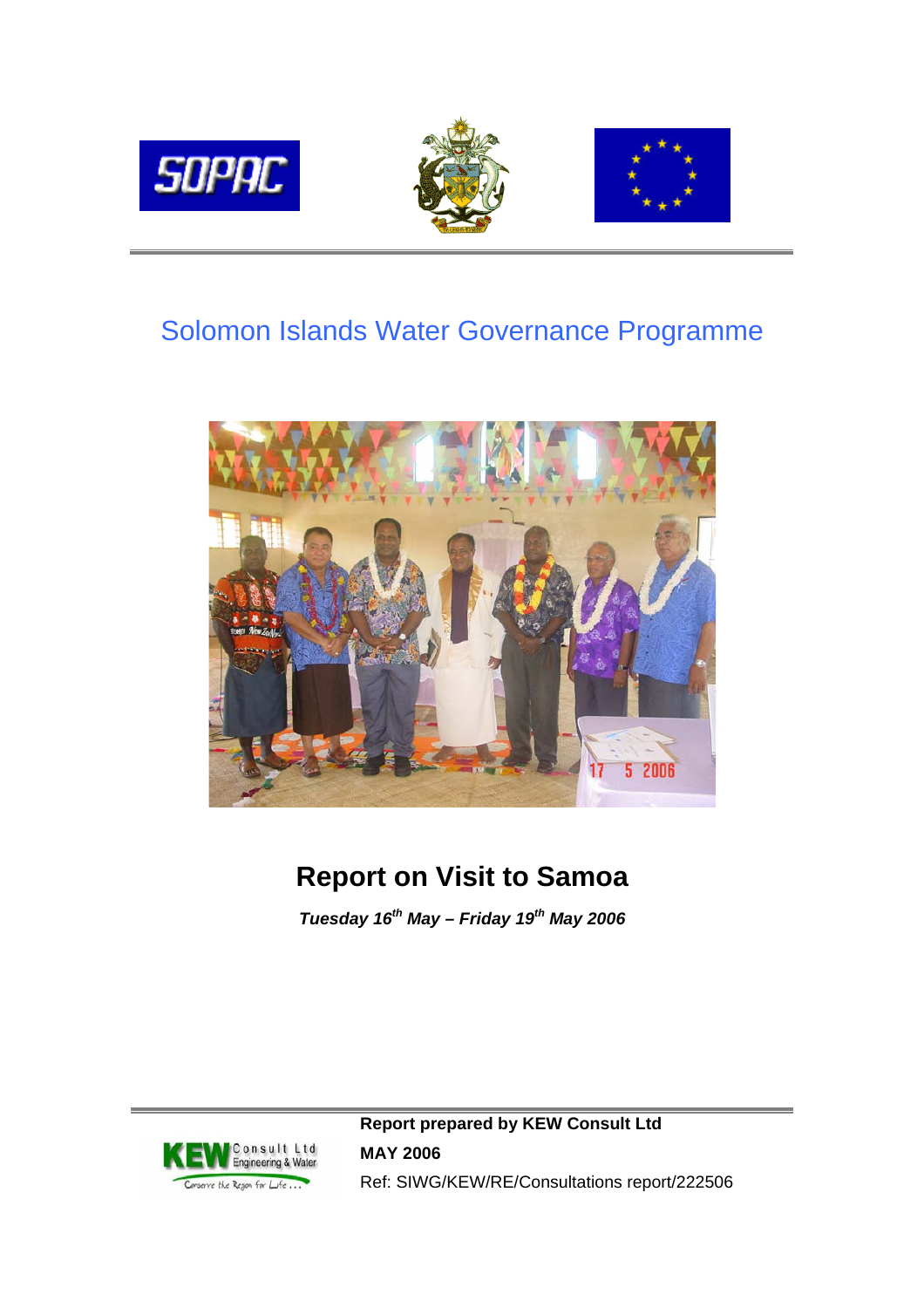# Solomon Islands Water Governance Programme

## Report on Visit to Samoa

***Tuesday 16th May – Friday 19th May 2006***

**Report prepared by KEW Consult Ltd**

**MAY 2006**

Ref: SIWG/KEW/RE/Consultations report/222506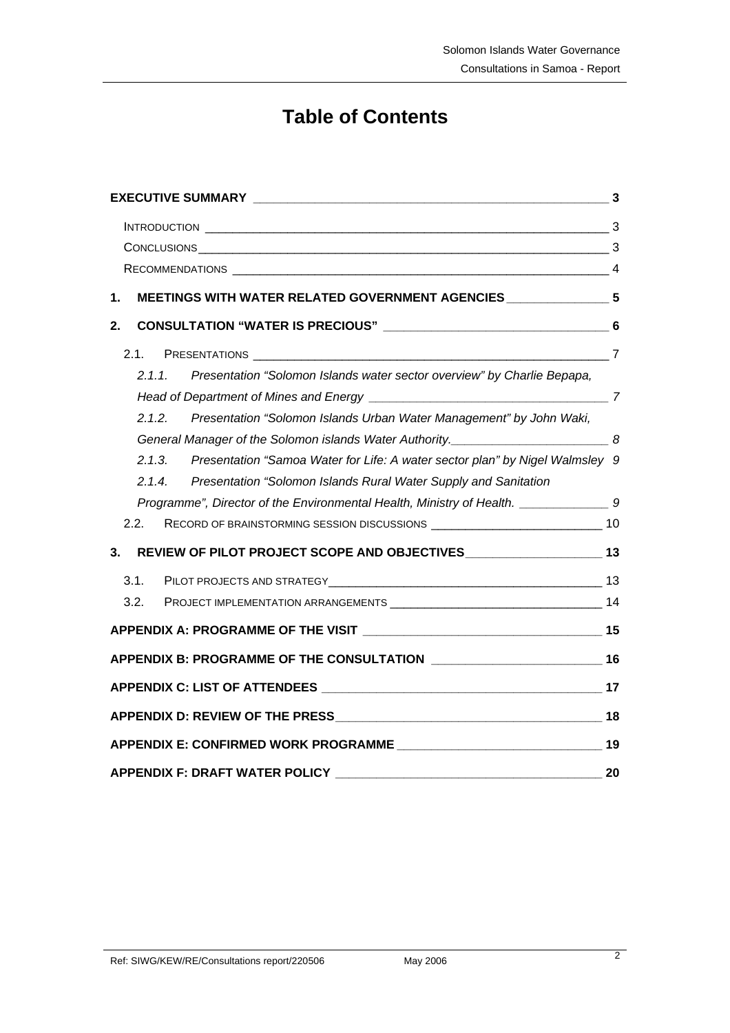# Table of Contents

**EXECUTIVE SUMMARY** — 3

- INTRODUCTION — 3
- CONCLUSIONS — 3
- RECOMMENDATIONS — 4

**1. MEETINGS WITH WATER RELATED GOVERNMENT AGENCIES** — 5

**2. CONSULTATION "WATER IS PRECIOUS"** — 6

- 2.1. PRESENTATIONS — 7
  - *2.1.1. Presentation "Solomon Islands water sector overview" by Charlie Bepapa, Head of Department of Mines and Energy* — 7
  - *2.1.2. Presentation "Solomon Islands Urban Water Management" by John Waki, General Manager of the Solomon islands Water Authority.* — 8
  - *2.1.3. Presentation "Samoa Water for Life: A water sector plan" by Nigel Walmsley* — 9
  - *2.1.4. Presentation "Solomon Islands Rural Water Supply and Sanitation Programme", Director of the Environmental Health, Ministry of Health.* — 9
- 2.2. RECORD OF BRAINSTORMING SESSION DISCUSSIONS — 10

**3. REVIEW OF PILOT PROJECT SCOPE AND OBJECTIVES** — 13

- 3.1. PILOT PROJECTS AND STRATEGY — 13
- 3.2. PROJECT IMPLEMENTATION ARRANGEMENTS — 14

**APPENDIX A: PROGRAMME OF THE VISIT** — 15

**APPENDIX B: PROGRAMME OF THE CONSULTATION** — 16

**APPENDIX C: LIST OF ATTENDEES** — 17

**APPENDIX D: REVIEW OF THE PRESS** — 18

**APPENDIX E: CONFIRMED WORK PROGRAMME** — 19

**APPENDIX F: DRAFT WATER POLICY** — 20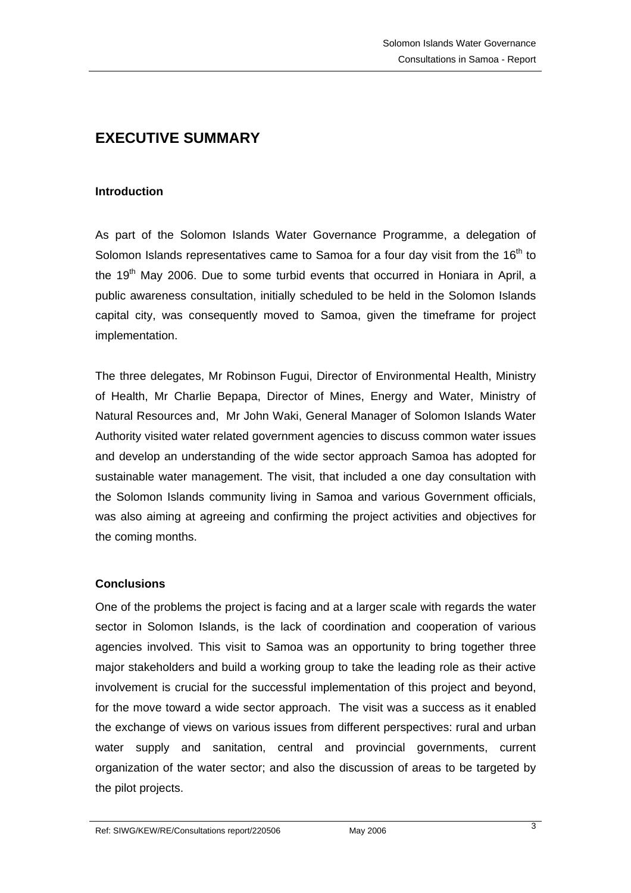# EXECUTIVE SUMMARY

### Introduction

As part of the Solomon Islands Water Governance Programme, a delegation of Solomon Islands representatives came to Samoa for a four day visit from the 16th to the 19th May 2006. Due to some turbid events that occurred in Honiara in April, a public awareness consultation, initially scheduled to be held in the Solomon Islands capital city, was consequently moved to Samoa, given the timeframe for project implementation.

The three delegates, Mr Robinson Fugui, Director of Environmental Health, Ministry of Health, Mr Charlie Bepapa, Director of Mines, Energy and Water, Ministry of Natural Resources and, Mr John Waki, General Manager of Solomon Islands Water Authority visited water related government agencies to discuss common water issues and develop an understanding of the wide sector approach Samoa has adopted for sustainable water management. The visit, that included a one day consultation with the Solomon Islands community living in Samoa and various Government officials, was also aiming at agreeing and confirming the project activities and objectives for the coming months.

### Conclusions

One of the problems the project is facing and at a larger scale with regards the water sector in Solomon Islands, is the lack of coordination and cooperation of various agencies involved. This visit to Samoa was an opportunity to bring together three major stakeholders and build a working group to take the leading role as their active involvement is crucial for the successful implementation of this project and beyond, for the move toward a wide sector approach. The visit was a success as it enabled the exchange of views on various issues from different perspectives: rural and urban water supply and sanitation, central and provincial governments, current organization of the water sector; and also the discussion of areas to be targeted by the pilot projects.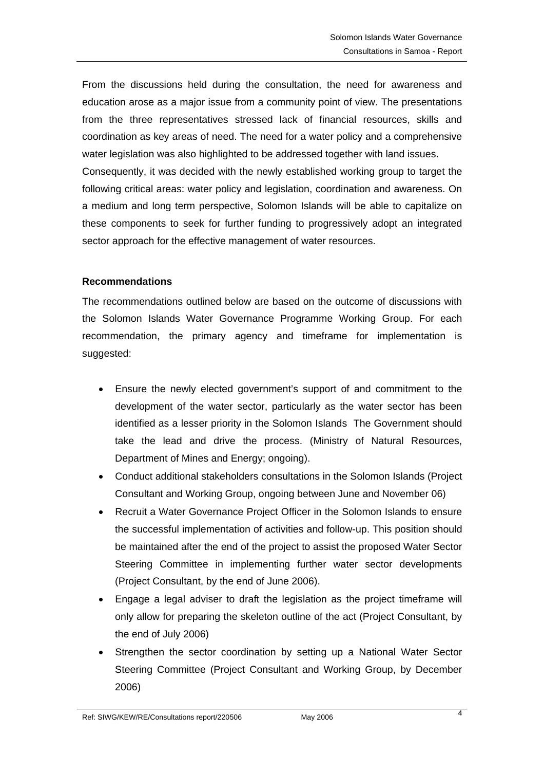From the discussions held during the consultation, the need for awareness and education arose as a major issue from a community point of view. The presentations from the three representatives stressed lack of financial resources, skills and coordination as key areas of need. The need for a water policy and a comprehensive water legislation was also highlighted to be addressed together with land issues. Consequently, it was decided with the newly established working group to target the following critical areas: water policy and legislation, coordination and awareness. On a medium and long term perspective, Solomon Islands will be able to capitalize on these components to seek for further funding to progressively adopt an integrated sector approach for the effective management of water resources.

**Recommendations**

The recommendations outlined below are based on the outcome of discussions with the Solomon Islands Water Governance Programme Working Group. For each recommendation, the primary agency and timeframe for implementation is suggested:

- Ensure the newly elected government's support of and commitment to the development of the water sector, particularly as the water sector has been identified as a lesser priority in the Solomon Islands The Government should take the lead and drive the process. (Ministry of Natural Resources, Department of Mines and Energy; ongoing).
- Conduct additional stakeholders consultations in the Solomon Islands (Project Consultant and Working Group, ongoing between June and November 06)
- Recruit a Water Governance Project Officer in the Solomon Islands to ensure the successful implementation of activities and follow-up. This position should be maintained after the end of the project to assist the proposed Water Sector Steering Committee in implementing further water sector developments (Project Consultant, by the end of June 2006).
- Engage a legal adviser to draft the legislation as the project timeframe will only allow for preparing the skeleton outline of the act (Project Consultant, by the end of July 2006)
- Strengthen the sector coordination by setting up a National Water Sector Steering Committee (Project Consultant and Working Group, by December 2006)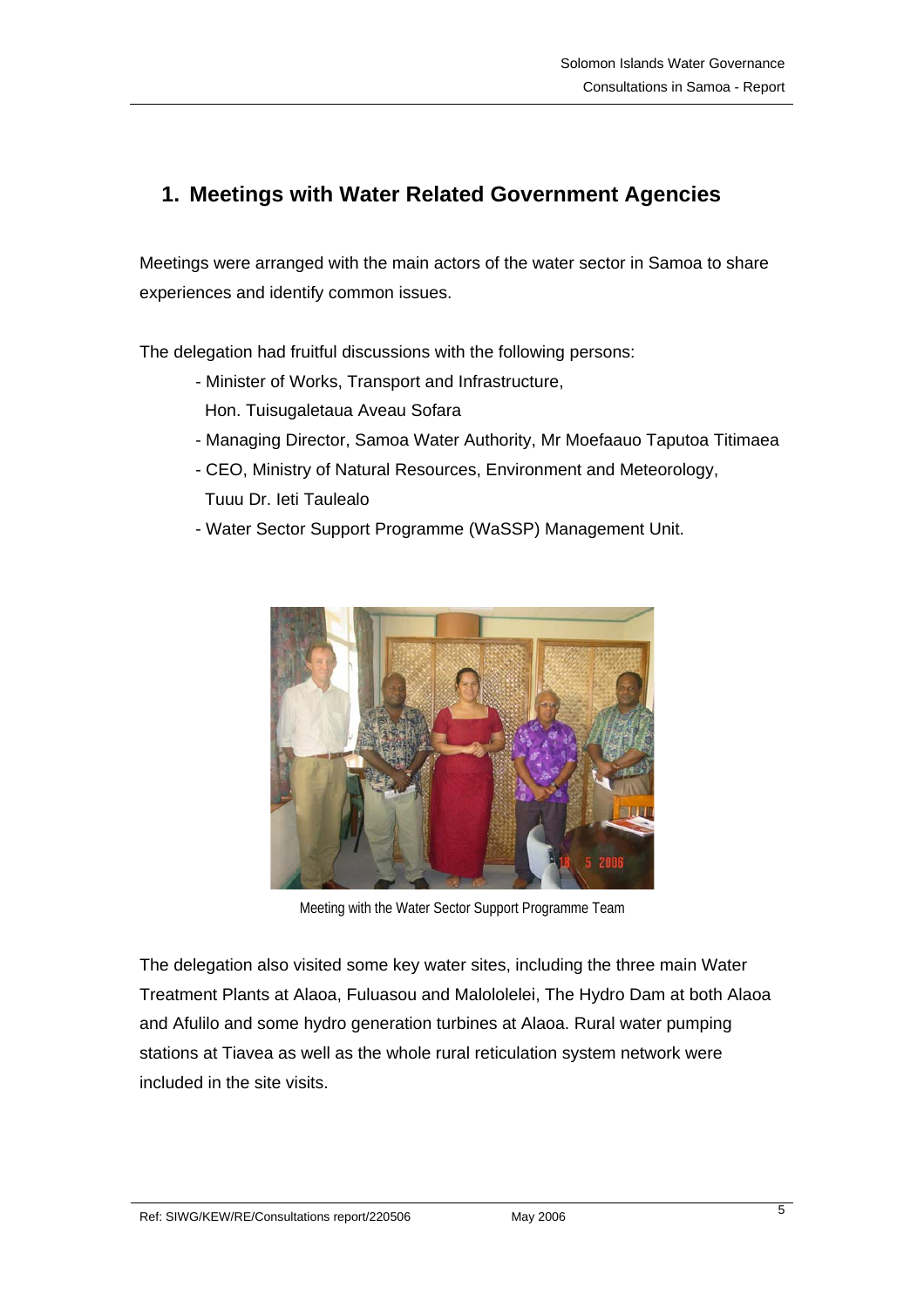## 1. Meetings with Water Related Government Agencies

Meetings were arranged with the main actors of the water sector in Samoa to share experiences and identify common issues.

The delegation had fruitful discussions with the following persons:

- Minister of Works, Transport and Infrastructure, Hon. Tuisugaletaua Aveau Sofara
- Managing Director, Samoa Water Authority, Mr Moefaauo Taputoa Titimaea
- CEO, Ministry of Natural Resources, Environment and Meteorology, Tuuu Dr. Ieti Taulealo
- Water Sector Support Programme (WaSSP) Management Unit.

Meeting with the Water Sector Support Programme Team

The delegation also visited some key water sites, including the three main Water Treatment Plants at Alaoa, Fuluasou and Malololelei, The Hydro Dam at both Alaoa and Afulilo and some hydro generation turbines at Alaoa. Rural water pumping stations at Tiavea as well as the whole rural reticulation system network were included in the site visits.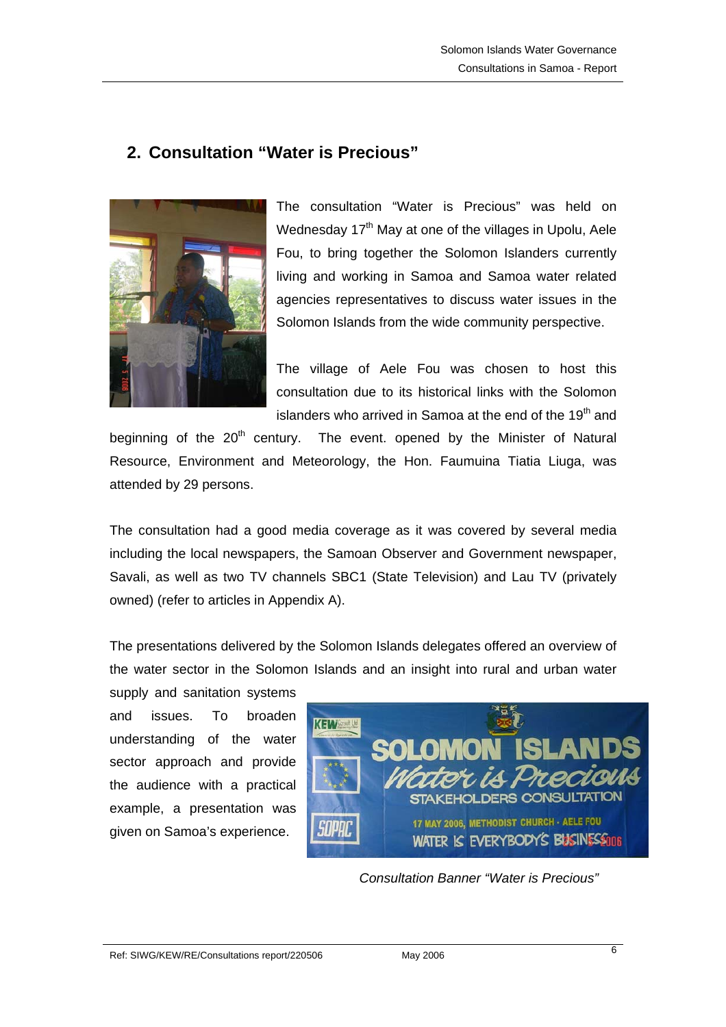## 2. Consultation "Water is Precious"

The consultation "Water is Precious" was held on Wednesday 17th May at one of the villages in Upolu, Aele Fou, to bring together the Solomon Islanders currently living and working in Samoa and Samoa water related agencies representatives to discuss water issues in the Solomon Islands from the wide community perspective.

The village of Aele Fou was chosen to host this consultation due to its historical links with the Solomon islanders who arrived in Samoa at the end of the 19th and beginning of the 20th century. The event. opened by the Minister of Natural Resource, Environment and Meteorology, the Hon. Faumuina Tiatia Liuga, was attended by 29 persons.

The consultation had a good media coverage as it was covered by several media including the local newspapers, the Samoan Observer and Government newspaper, Savali, as well as two TV channels SBC1 (State Television) and Lau TV (privately owned) (refer to articles in Appendix A).

The presentations delivered by the Solomon Islands delegates offered an overview of the water sector in the Solomon Islands and an insight into rural and urban water supply and sanitation systems and issues. To broaden understanding of the water sector approach and provide the audience with a practical example, a presentation was given on Samoa's experience.

*Consultation Banner "Water is Precious"*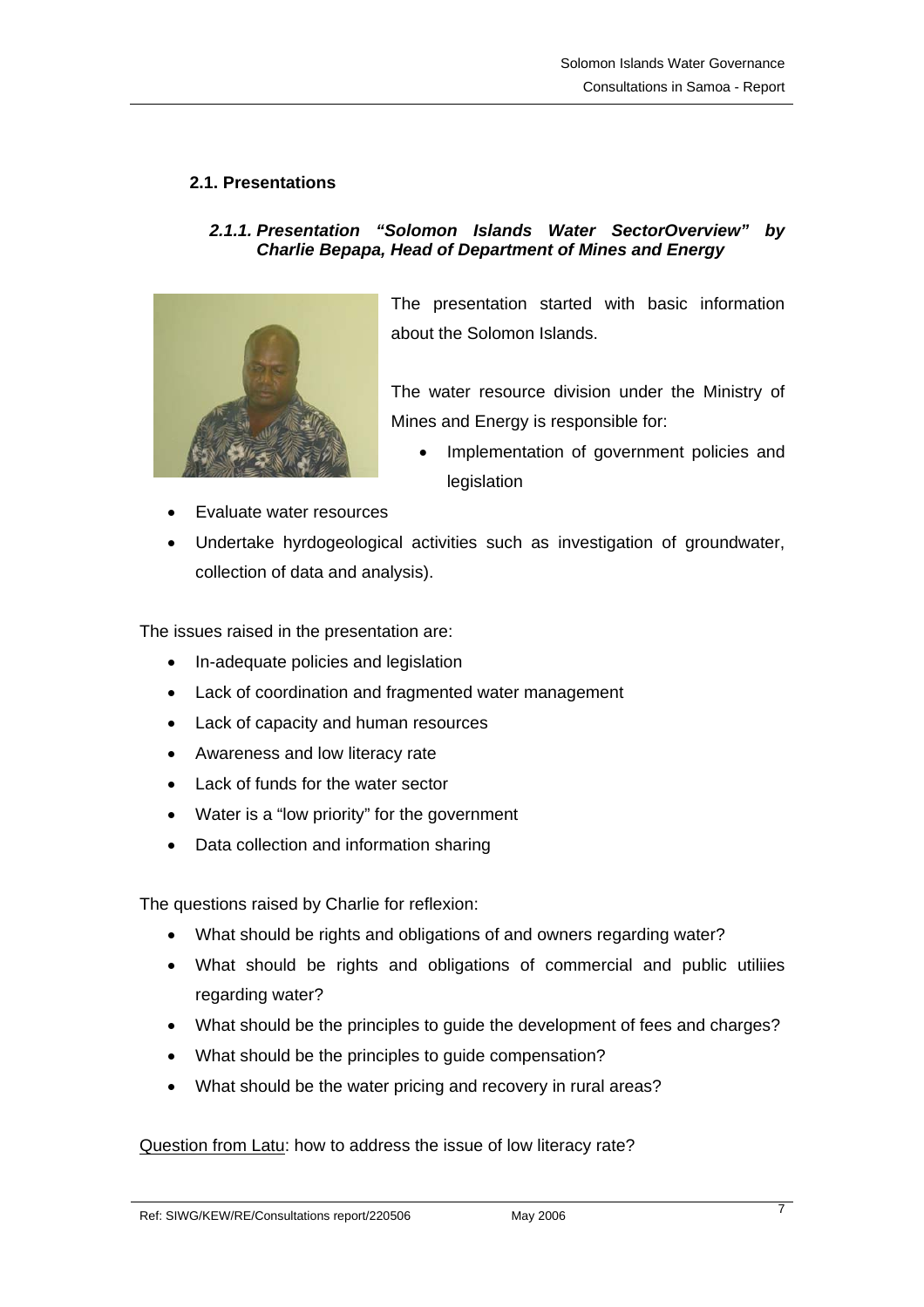## 2.1. Presentations

### *2.1.1. Presentation "Solomon Islands Water SectorOverview" by Charlie Bepapa, Head of Department of Mines and Energy*

The presentation started with basic information about the Solomon Islands.

The water resource division under the Ministry of Mines and Energy is responsible for:

- Implementation of government policies and legislation
- Evaluate water resources
- Undertake hyrdogeological activities such as investigation of groundwater, collection of data and analysis).

The issues raised in the presentation are:

- In-adequate policies and legislation
- Lack of coordination and fragmented water management
- Lack of capacity and human resources
- Awareness and low literacy rate
- Lack of funds for the water sector
- Water is a "low priority" for the government
- Data collection and information sharing

The questions raised by Charlie for reflexion:

- What should be rights and obligations of and owners regarding water?
- What should be rights and obligations of commercial and public utiliies regarding water?
- What should be the principles to guide the development of fees and charges?
- What should be the principles to guide compensation?
- What should be the water pricing and recovery in rural areas?

<u>Question from Latu</u>: how to address the issue of low literacy rate?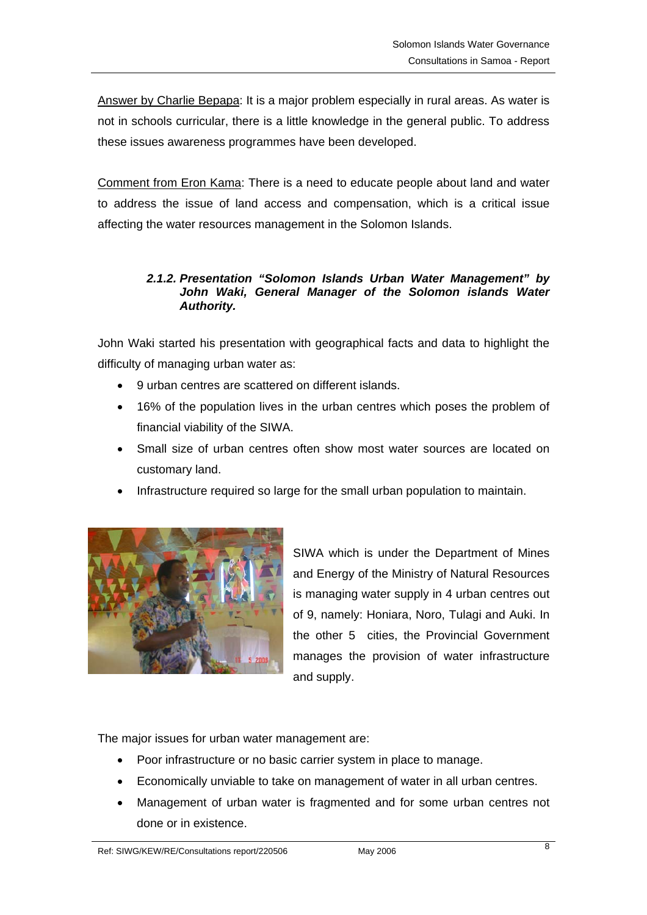Answer by Charlie Bepapa: It is a major problem especially in rural areas. As water is not in schools curricular, there is a little knowledge in the general public. To address these issues awareness programmes have been developed.

Comment from Eron Kama: There is a need to educate people about land and water to address the issue of land access and compensation, which is a critical issue affecting the water resources management in the Solomon Islands.

#### *2.1.2. Presentation "Solomon Islands Urban Water Management" by John Waki, General Manager of the Solomon islands Water Authority.*

John Waki started his presentation with geographical facts and data to highlight the difficulty of managing urban water as:

- 9 urban centres are scattered on different islands.
- 16% of the population lives in the urban centres which poses the problem of financial viability of the SIWA.
- Small size of urban centres often show most water sources are located on customary land.
- Infrastructure required so large for the small urban population to maintain.

SIWA which is under the Department of Mines and Energy of the Ministry of Natural Resources is managing water supply in 4 urban centres out of 9, namely: Honiara, Noro, Tulagi and Auki. In the other 5 cities, the Provincial Government manages the provision of water infrastructure and supply.

The major issues for urban water management are:

- Poor infrastructure or no basic carrier system in place to manage.
- Economically unviable to take on management of water in all urban centres.
- Management of urban water is fragmented and for some urban centres not done or in existence.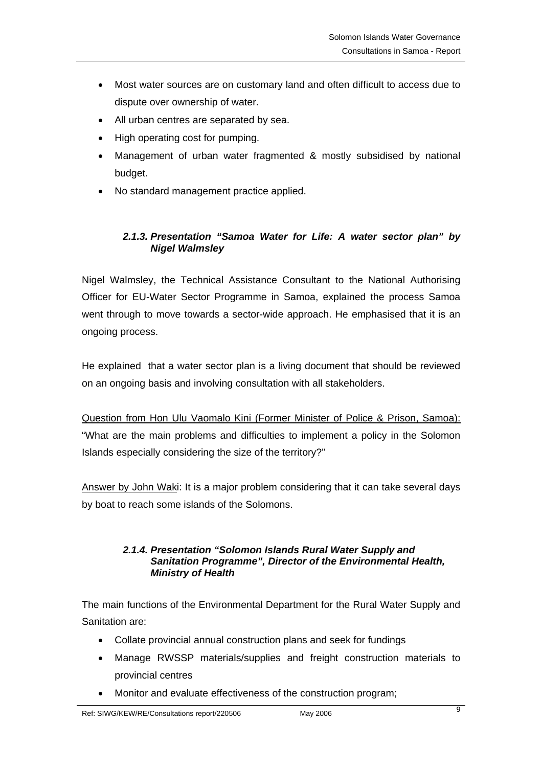- Most water sources are on customary land and often difficult to access due to dispute over ownership of water.
- All urban centres are separated by sea.
- High operating cost for pumping.
- Management of urban water fragmented & mostly subsidised by national budget.
- No standard management practice applied.

#### *2.1.3. Presentation "Samoa Water for Life: A water sector plan" by Nigel Walmsley*

Nigel Walmsley, the Technical Assistance Consultant to the National Authorising Officer for EU-Water Sector Programme in Samoa, explained the process Samoa went through to move towards a sector-wide approach. He emphasised that it is an ongoing process.

He explained that a water sector plan is a living document that should be reviewed on an ongoing basis and involving consultation with all stakeholders.

Question from Hon Ulu Vaomalo Kini (Former Minister of Police & Prison, Samoa): "What are the main problems and difficulties to implement a policy in the Solomon Islands especially considering the size of the territory?"

Answer by John Waki: It is a major problem considering that it can take several days by boat to reach some islands of the Solomons.

#### *2.1.4. Presentation "Solomon Islands Rural Water Supply and Sanitation Programme", Director of the Environmental Health, Ministry of Health*

The main functions of the Environmental Department for the Rural Water Supply and Sanitation are:

- Collate provincial annual construction plans and seek for fundings
- Manage RWSSP materials/supplies and freight construction materials to provincial centres
- Monitor and evaluate effectiveness of the construction program;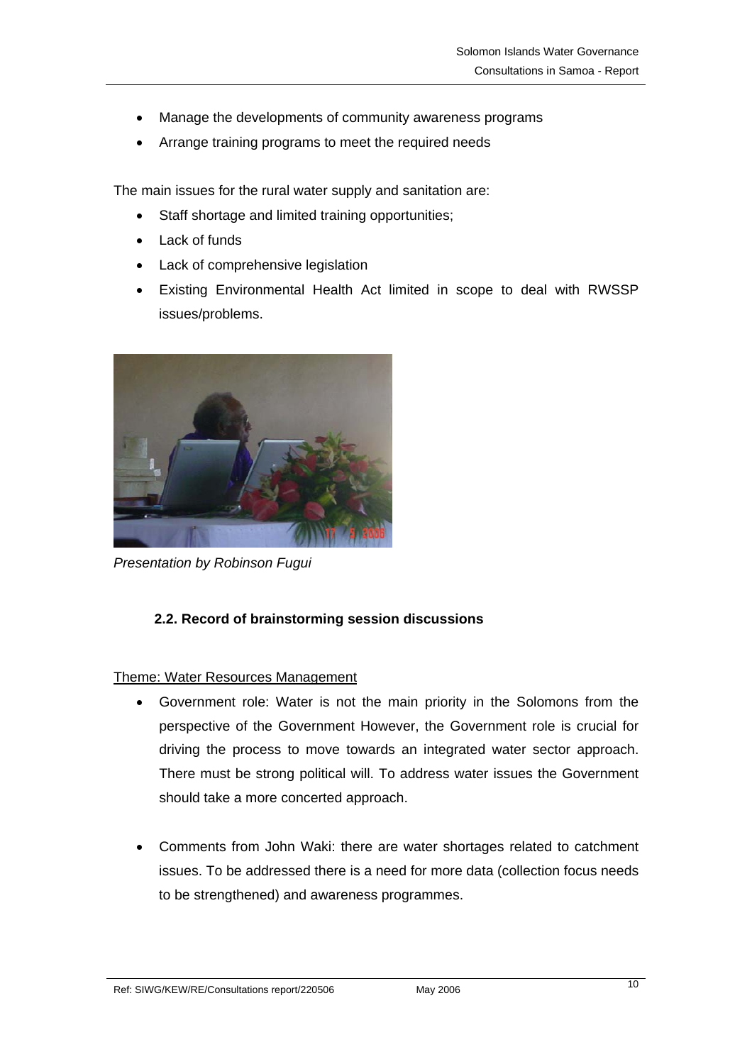- Manage the developments of community awareness programs
- Arrange training programs to meet the required needs

The main issues for the rural water supply and sanitation are:

- Staff shortage and limited training opportunities;
- Lack of funds
- Lack of comprehensive legislation
- Existing Environmental Health Act limited in scope to deal with RWSSP issues/problems.

*Presentation by Robinson Fugui*

### 2.2. Record of brainstorming session discussions

Theme: Water Resources Management

- Government role: Water is not the main priority in the Solomons from the perspective of the Government However, the Government role is crucial for driving the process to move towards an integrated water sector approach. There must be strong political will. To address water issues the Government should take a more concerted approach.

- Comments from John Waki: there are water shortages related to catchment issues. To be addressed there is a need for more data (collection focus needs to be strengthened) and awareness programmes.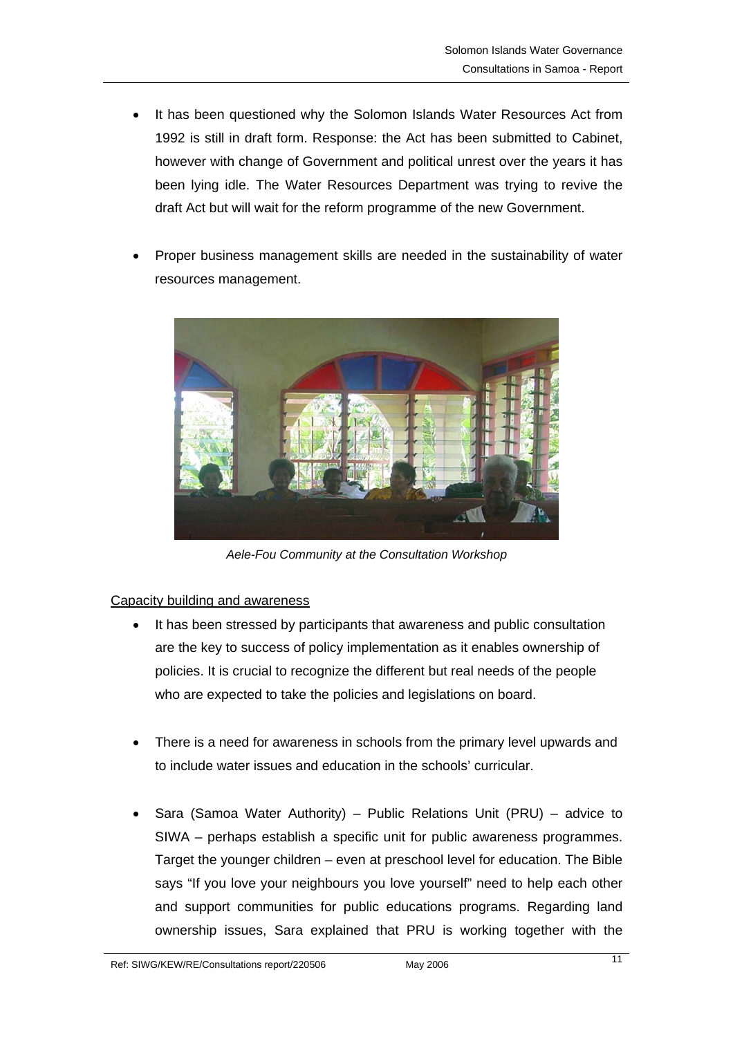- It has been questioned why the Solomon Islands Water Resources Act from 1992 is still in draft form. Response: the Act has been submitted to Cabinet, however with change of Government and political unrest over the years it has been lying idle. The Water Resources Department was trying to revive the draft Act but will wait for the reform programme of the new Government.

- Proper business management skills are needed in the sustainability of water resources management.

*Aele-Fou Community at the Consultation Workshop*

Capacity building and awareness

- It has been stressed by participants that awareness and public consultation are the key to success of policy implementation as it enables ownership of policies. It is crucial to recognize the different but real needs of the people who are expected to take the policies and legislations on board.

- There is a need for awareness in schools from the primary level upwards and to include water issues and education in the schools' curricular.

- Sara (Samoa Water Authority) – Public Relations Unit (PRU) – advice to SIWA – perhaps establish a specific unit for public awareness programmes. Target the younger children – even at preschool level for education. The Bible says "If you love your neighbours you love yourself" need to help each other and support communities for public educations programs. Regarding land ownership issues, Sara explained that PRU is working together with the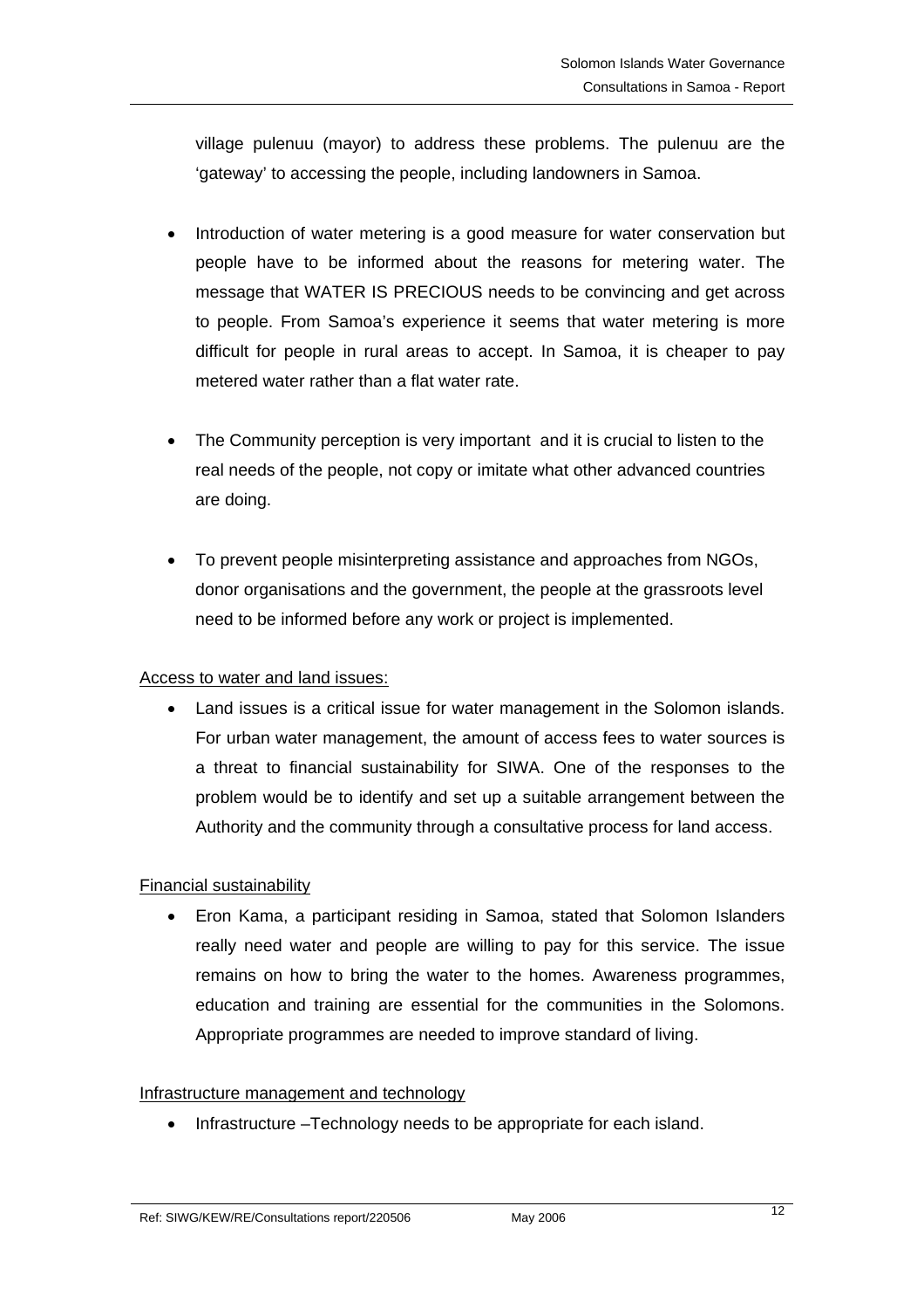village pulenuu (mayor) to address these problems. The pulenuu are the 'gateway' to accessing the people, including landowners in Samoa.

- Introduction of water metering is a good measure for water conservation but people have to be informed about the reasons for metering water. The message that WATER IS PRECIOUS needs to be convincing and get across to people. From Samoa's experience it seems that water metering is more difficult for people in rural areas to accept. In Samoa, it is cheaper to pay metered water rather than a flat water rate.

- The Community perception is very important and it is crucial to listen to the real needs of the people, not copy or imitate what other advanced countries are doing.

- To prevent people misinterpreting assistance and approaches from NGOs, donor organisations and the government, the people at the grassroots level need to be informed before any work or project is implemented.

<u>Access to water and land issues:</u>

- Land issues is a critical issue for water management in the Solomon islands. For urban water management, the amount of access fees to water sources is a threat to financial sustainability for SIWA. One of the responses to the problem would be to identify and set up a suitable arrangement between the Authority and the community through a consultative process for land access.

<u>Financial sustainability</u>

- Eron Kama, a participant residing in Samoa, stated that Solomon Islanders really need water and people are willing to pay for this service. The issue remains on how to bring the water to the homes. Awareness programmes, education and training are essential for the communities in the Solomons. Appropriate programmes are needed to improve standard of living.

<u>Infrastructure management and technology</u>

- Infrastructure –Technology needs to be appropriate for each island.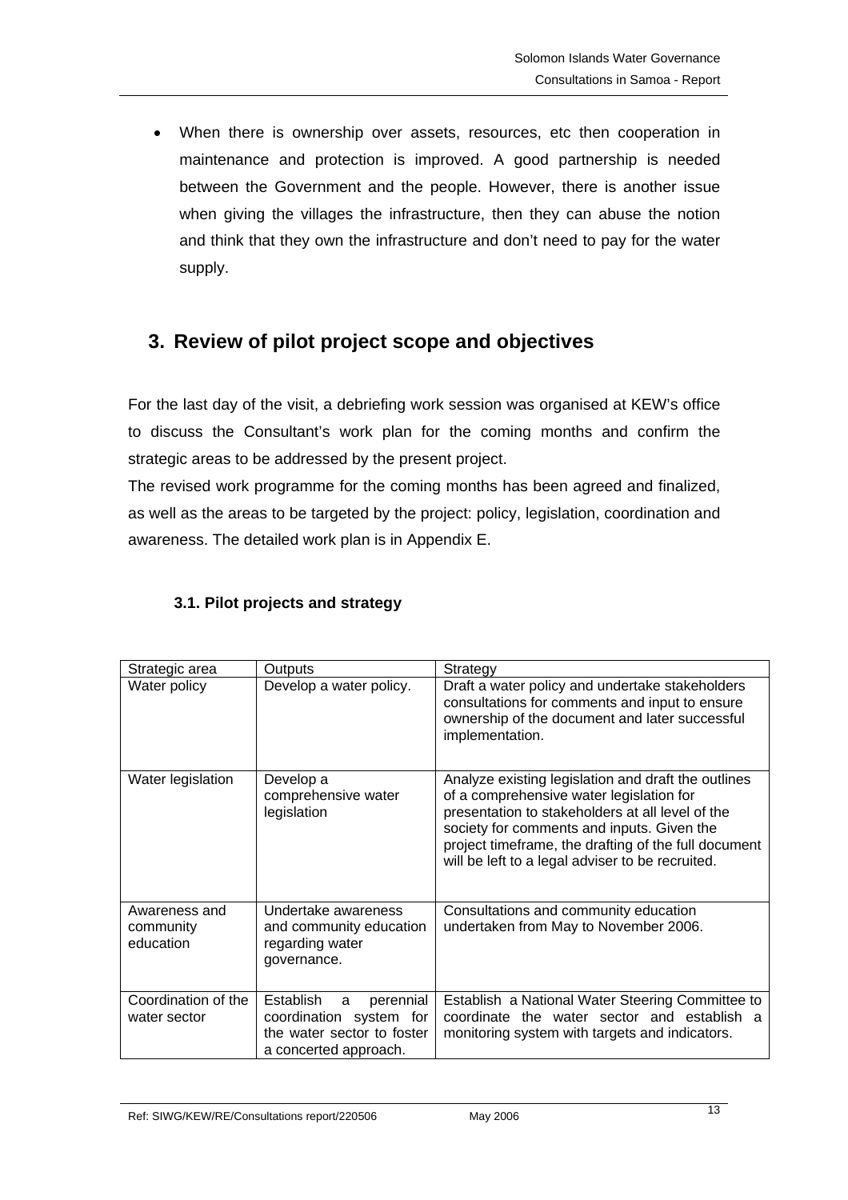- When there is ownership over assets, resources, etc then cooperation in maintenance and protection is improved. A good partnership is needed between the Government and the people. However, there is another issue when giving the villages the infrastructure, then they can abuse the notion and think that they own the infrastructure and don't need to pay for the water supply.

## 3. Review of pilot project scope and objectives

For the last day of the visit, a debriefing work session was organised at KEW's office to discuss the Consultant's work plan for the coming months and confirm the strategic areas to be addressed by the present project.

The revised work programme for the coming months has been agreed and finalized, as well as the areas to be targeted by the project: policy, legislation, coordination and awareness. The detailed work plan is in Appendix E.

### 3.1. Pilot projects and strategy

| Strategic area | Outputs | Strategy |
|---|---|---|
| Water policy | Develop a water policy. | Draft a water policy and undertake stakeholders consultations for comments and input to ensure ownership of the document and later successful implementation. |
| Water legislation | Develop a comprehensive water legislation | Analyze existing legislation and draft the outlines of a comprehensive water legislation for presentation to stakeholders at all level of the society for comments and inputs. Given the project timeframe, the drafting of the full document will be left to a legal adviser to be recruited. |
| Awareness and community education | Undertake awareness and community education regarding water governance. | Consultations and community education undertaken from May to November 2006. |
| Coordination of the water sector | Establish a perennial coordination system for the water sector to foster a concerted approach. | Establish a National Water Steering Committee to coordinate the water sector and establish a monitoring system with targets and indicators. |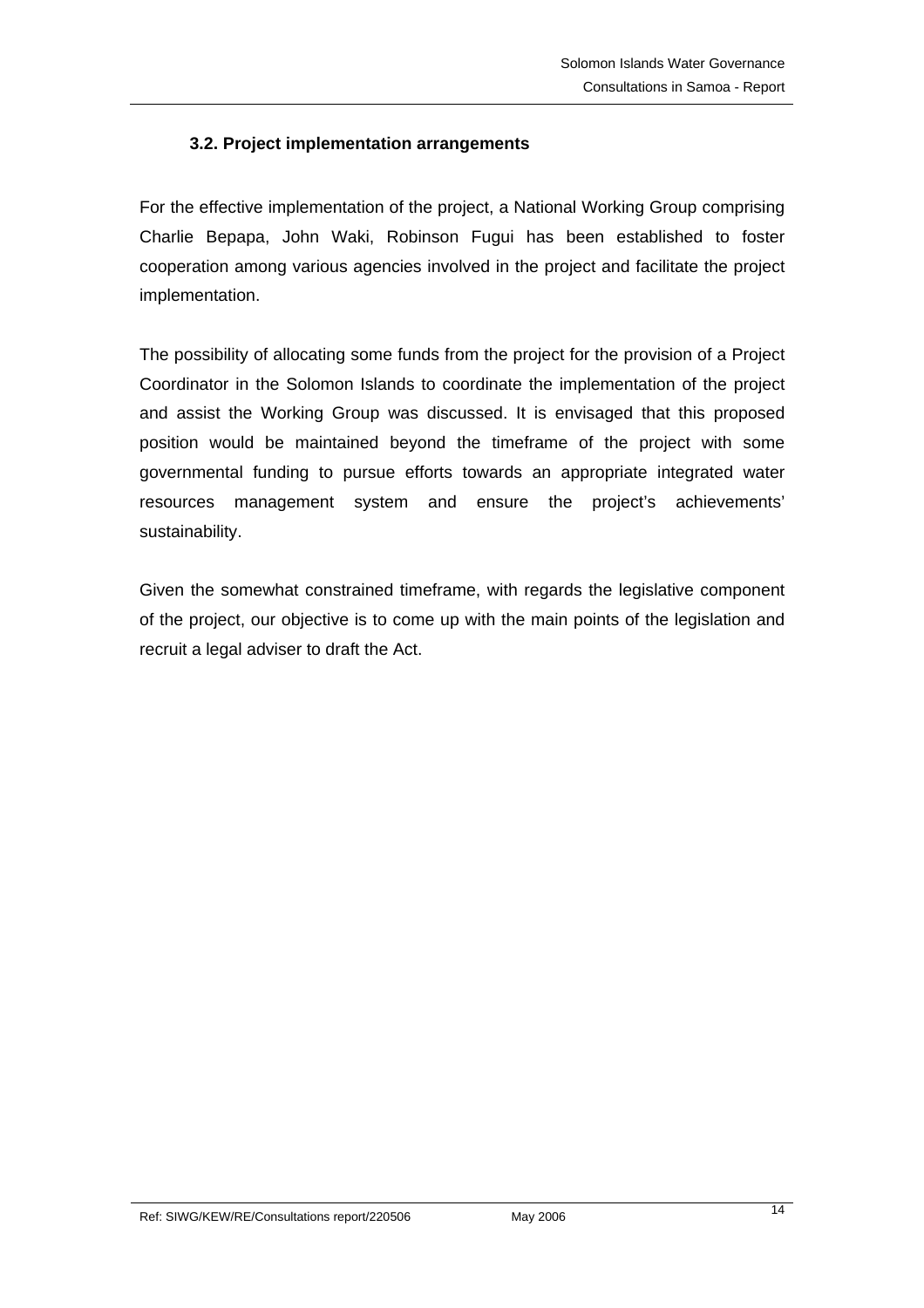### 3.2. Project implementation arrangements

For the effective implementation of the project, a National Working Group comprising Charlie Bepapa, John Waki, Robinson Fugui has been established to foster cooperation among various agencies involved in the project and facilitate the project implementation.

The possibility of allocating some funds from the project for the provision of a Project Coordinator in the Solomon Islands to coordinate the implementation of the project and assist the Working Group was discussed. It is envisaged that this proposed position would be maintained beyond the timeframe of the project with some governmental funding to pursue efforts towards an appropriate integrated water resources management system and ensure the project's achievements' sustainability.

Given the somewhat constrained timeframe, with regards the legislative component of the project, our objective is to come up with the main points of the legislation and recruit a legal adviser to draft the Act.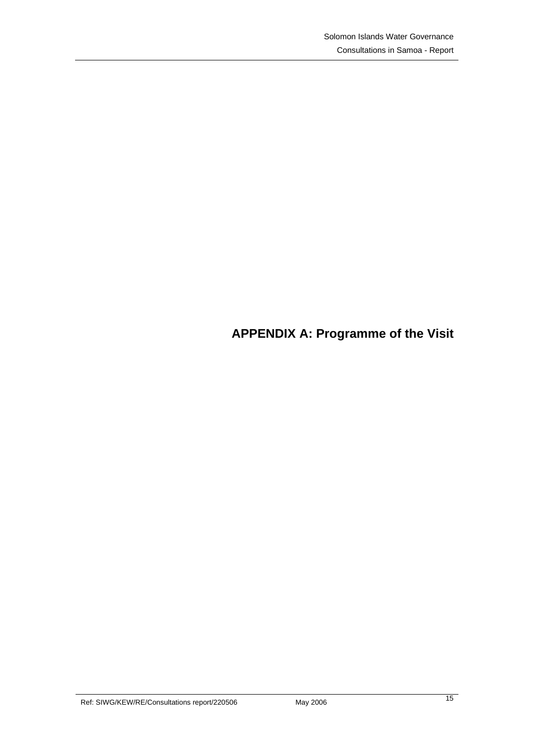# APPENDIX A: Programme of the Visit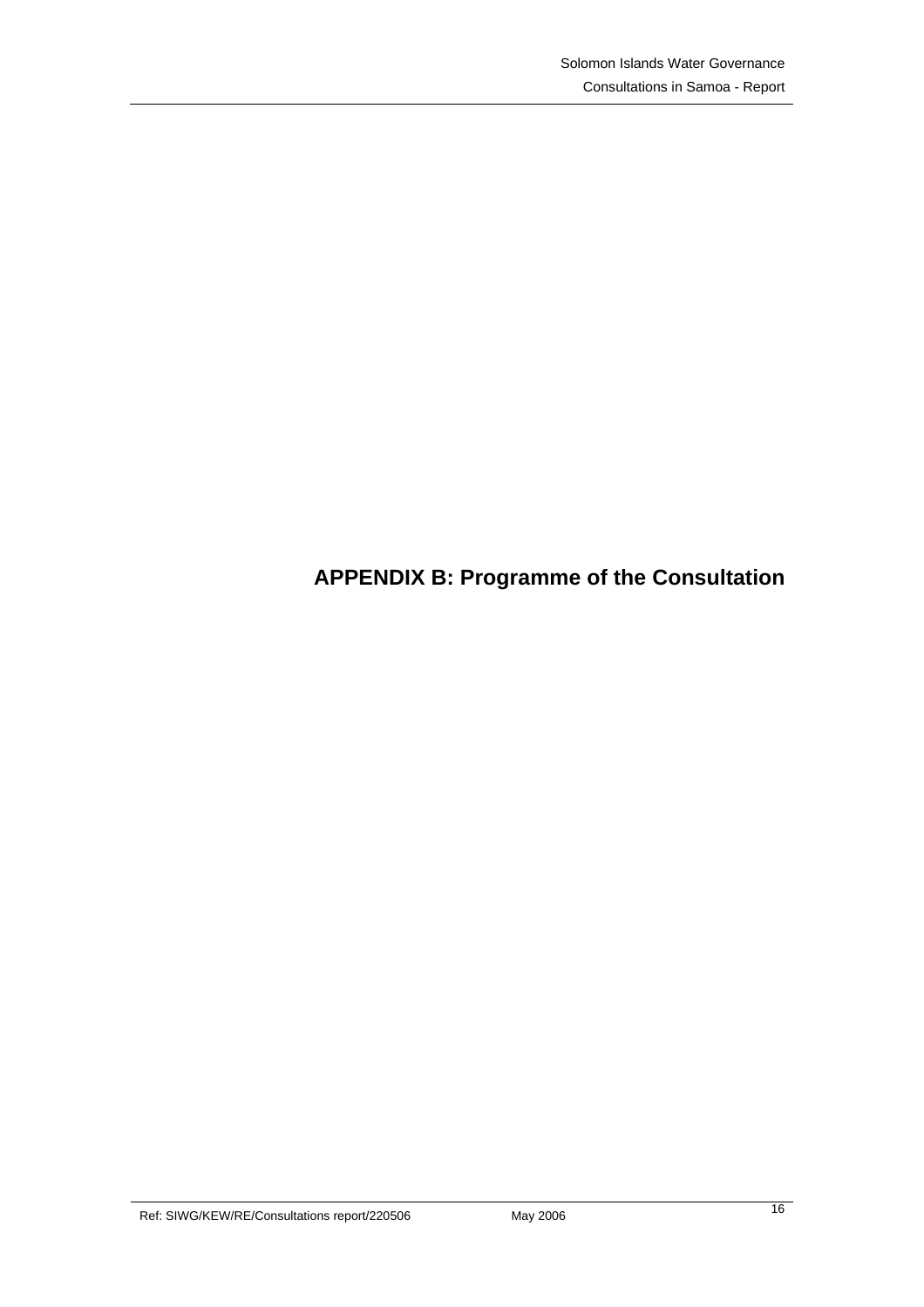# APPENDIX B: Programme of the Consultation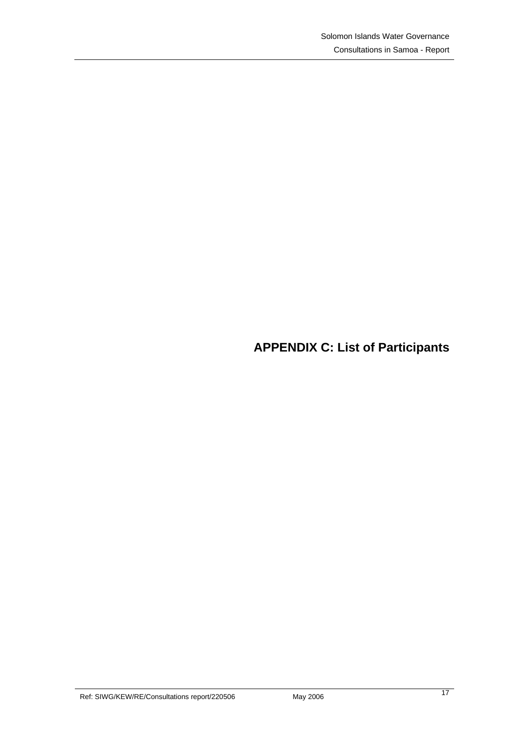# APPENDIX C: List of Participants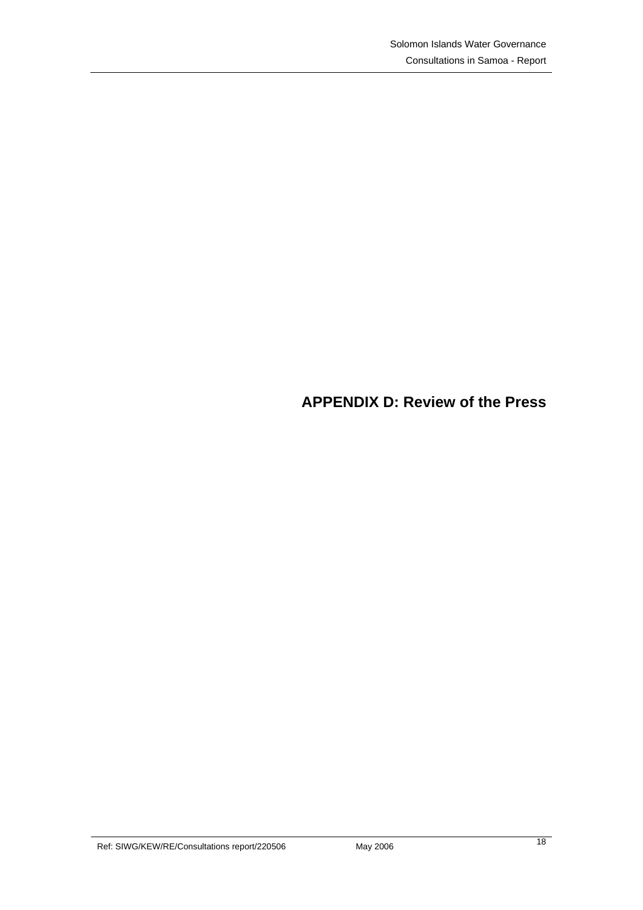# APPENDIX D: Review of the Press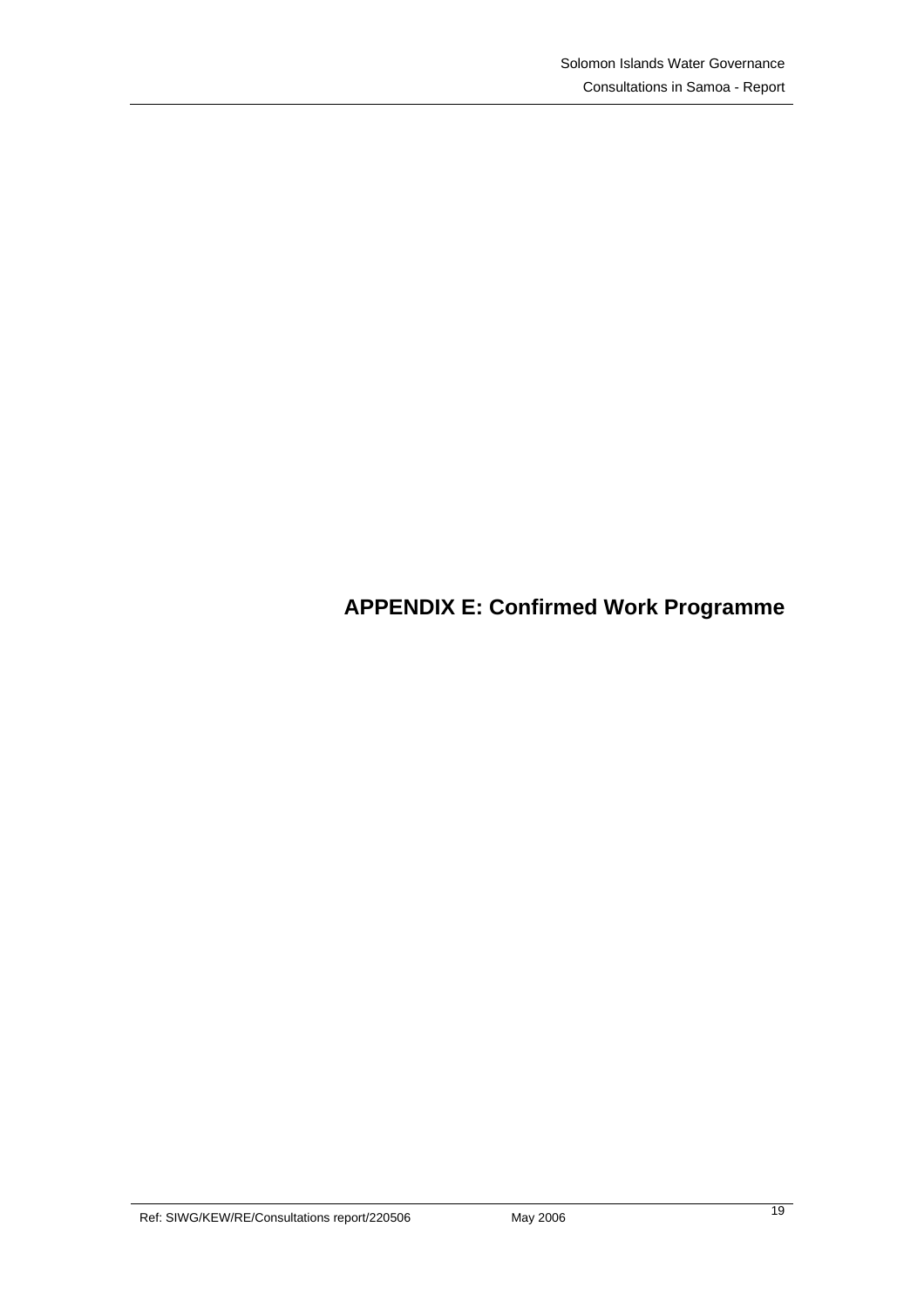# APPENDIX E: Confirmed Work Programme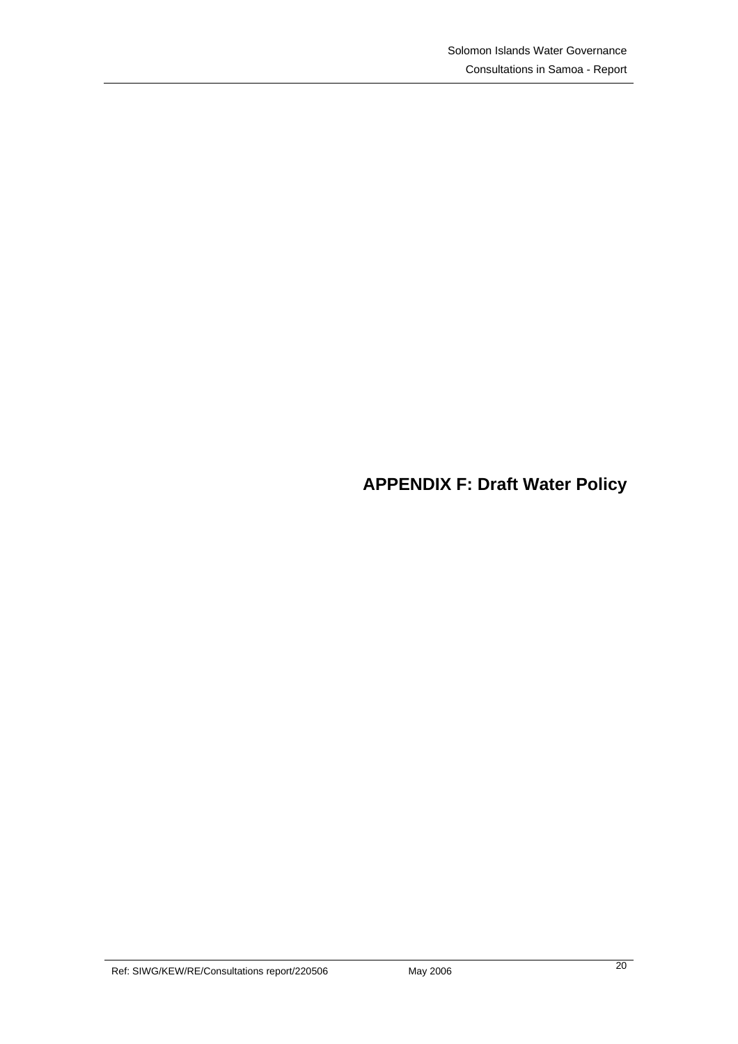# APPENDIX F: Draft Water Policy